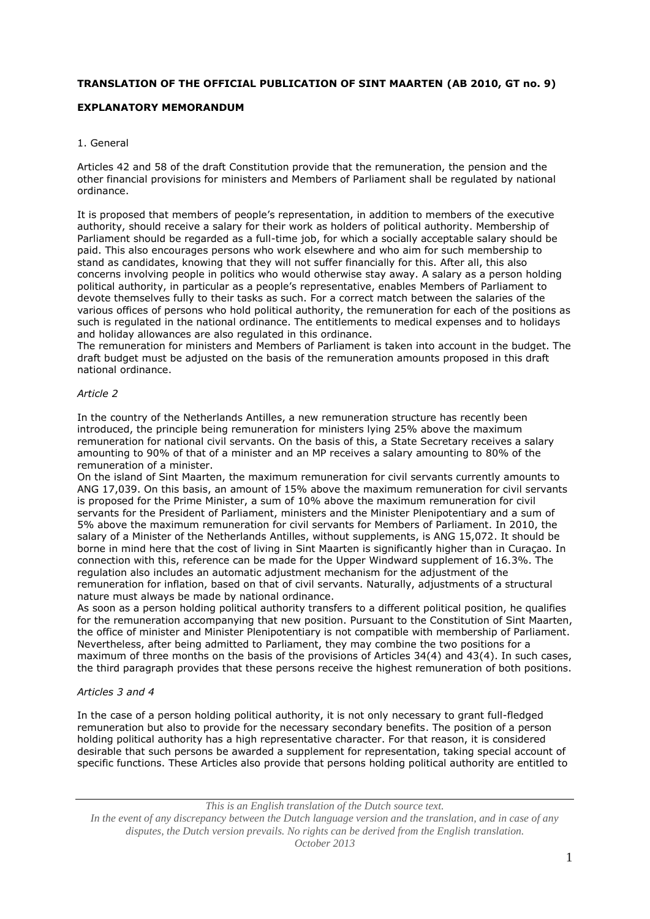**TRANSLATION OF THE OFFICIAL PUBLICATION OF SINT MAARTEN (AB 2010, GT no. 9)**

**EXPLANATORY MEMORANDUM**

1. General

Articles 42 and 58 of the draft Constitution provide that the remuneration, the pension and the other financial provisions for ministers and Members of Parliament shall be regulated by national ordinance.

It is proposed that members of people's representation, in addition to members of the executive authority, should receive a salary for their work as holders of political authority. Membership of Parliament should be regarded as a full-time job, for which a socially acceptable salary should be paid. This also encourages persons who work elsewhere and who aim for such membership to stand as candidates, knowing that they will not suffer financially for this. After all, this also concerns involving people in politics who would otherwise stay away. A salary as a person holding political authority, in particular as a people's representative, enables Members of Parliament to devote themselves fully to their tasks as such. For a correct match between the salaries of the various offices of persons who hold political authority, the remuneration for each of the positions as such is regulated in the national ordinance. The entitlements to medical expenses and to holidays and holiday allowances are also regulated in this ordinance.
The remuneration for ministers and Members of Parliament is taken into account in the budget. The draft budget must be adjusted on the basis of the remuneration amounts proposed in this draft national ordinance.

*Article 2*

In the country of the Netherlands Antilles, a new remuneration structure has recently been introduced, the principle being remuneration for ministers lying 25% above the maximum remuneration for national civil servants. On the basis of this, a State Secretary receives a salary amounting to 90% of that of a minister and an MP receives a salary amounting to 80% of the remuneration of a minister.
On the island of Sint Maarten, the maximum remuneration for civil servants currently amounts to ANG 17,039. On this basis, an amount of 15% above the maximum remuneration for civil servants is proposed for the Prime Minister, a sum of 10% above the maximum remuneration for civil servants for the President of Parliament, ministers and the Minister Plenipotentiary and a sum of 5% above the maximum remuneration for civil servants for Members of Parliament. In 2010, the salary of a Minister of the Netherlands Antilles, without supplements, is ANG 15,072. It should be borne in mind here that the cost of living in Sint Maarten is significantly higher than in Curaçao. In connection with this, reference can be made for the Upper Windward supplement of 16.3%. The regulation also includes an automatic adjustment mechanism for the adjustment of the remuneration for inflation, based on that of civil servants. Naturally, adjustments of a structural nature must always be made by national ordinance.
As soon as a person holding political authority transfers to a different political position, he qualifies for the remuneration accompanying that new position. Pursuant to the Constitution of Sint Maarten, the office of minister and Minister Plenipotentiary is not compatible with membership of Parliament. Nevertheless, after being admitted to Parliament, they may combine the two positions for a maximum of three months on the basis of the provisions of Articles 34(4) and 43(4). In such cases, the third paragraph provides that these persons receive the highest remuneration of both positions.

*Articles 3 and 4*

In the case of a person holding political authority, it is not only necessary to grant full-fledged remuneration but also to provide for the necessary secondary benefits. The position of a person holding political authority has a high representative character. For that reason, it is considered desirable that such persons be awarded a supplement for representation, taking special account of specific functions. These Articles also provide that persons holding political authority are entitled to

*This is an English translation of the Dutch source text.*
*In the event of any discrepancy between the Dutch language version and the translation, and in case of any disputes, the Dutch version prevails. No rights can be derived from the English translation.*
*October 2013*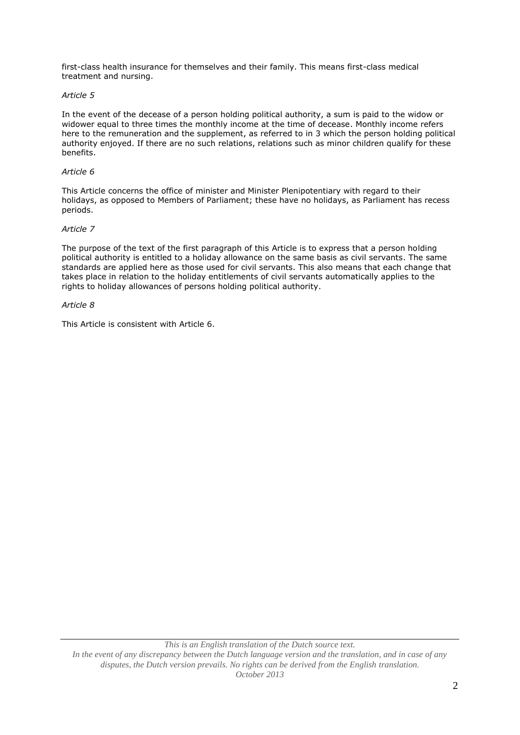first-class health insurance for themselves and their family. This means first-class medical treatment and nursing.

*Article 5*

In the event of the decease of a person holding political authority, a sum is paid to the widow or widower equal to three times the monthly income at the time of decease. Monthly income refers here to the remuneration and the supplement, as referred to in 3 which the person holding political authority enjoyed. If there are no such relations, relations such as minor children qualify for these benefits.

*Article 6*

This Article concerns the office of minister and Minister Plenipotentiary with regard to their holidays, as opposed to Members of Parliament; these have no holidays, as Parliament has recess periods.

*Article 7*

The purpose of the text of the first paragraph of this Article is to express that a person holding political authority is entitled to a holiday allowance on the same basis as civil servants. The same standards are applied here as those used for civil servants. This also means that each change that takes place in relation to the holiday entitlements of civil servants automatically applies to the rights to holiday allowances of persons holding political authority.

*Article 8*

This Article is consistent with Article 6.

---

*This is an English translation of the Dutch source text.*
*In the event of any discrepancy between the Dutch language version and the translation, and in case of any disputes, the Dutch version prevails. No rights can be derived from the English translation.*
*October 2013*